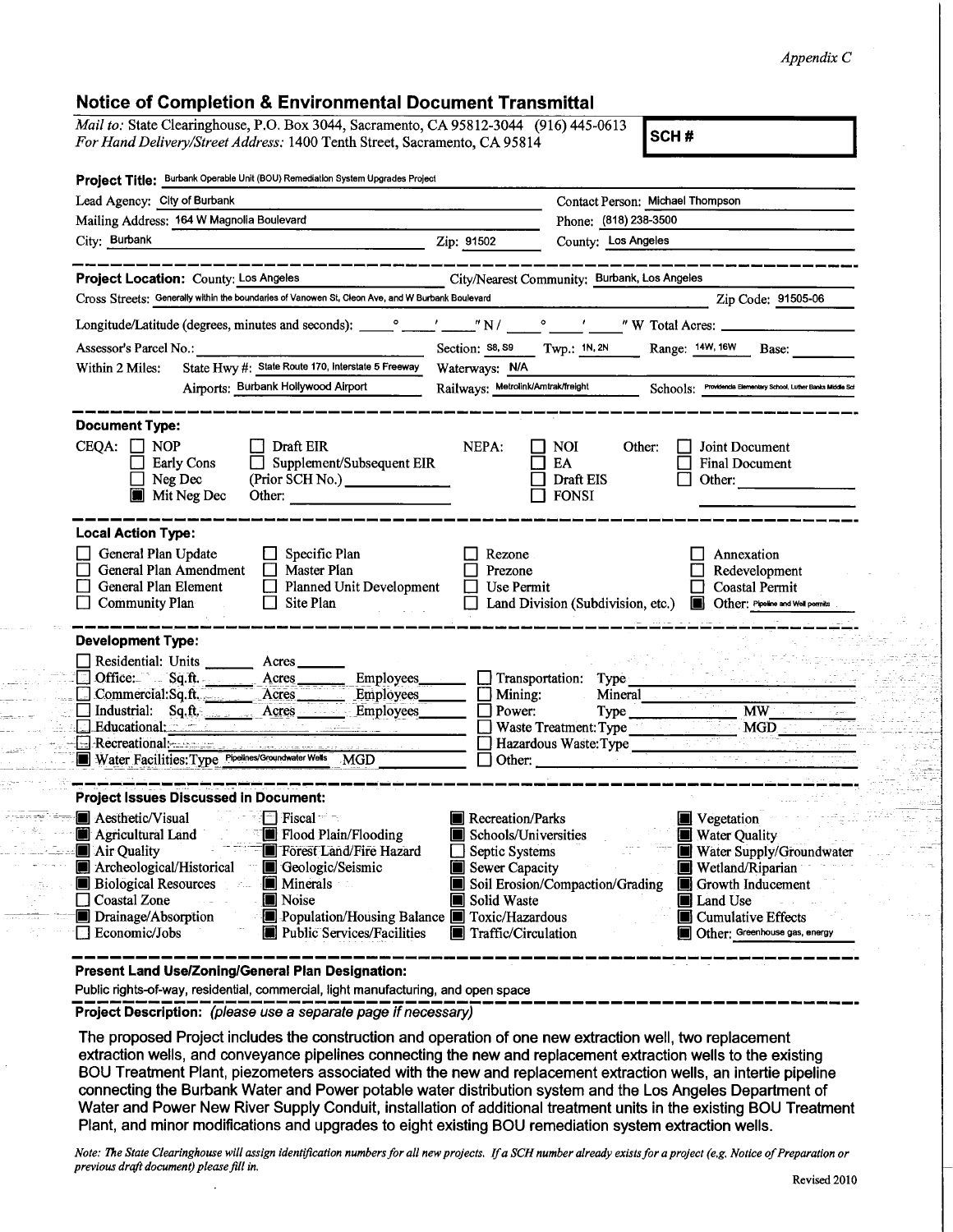*Appendix C*

## Notice of Completion & Environmental Document Transmittal

*Mail to:* State Clearinghouse, P.O. Box 3044, Sacramento, CA 95812-3044 (916) 445-0613
*For Hand Delivery/Street Address:* 1400 Tenth Street, Sacramento, CA 95814

**SCH #**

**Project Title:** Burbank Operable Unit (BOU) Remediation System Upgrades Project

Lead Agency: City of Burbank
Contact Person: Michael Thompson
Mailing Address: 164 W Magnolia Boulevard
Phone: (818) 238-3500
City: Burbank
Zip: 91502
County: Los Angeles

---

**Project Location:** County: Los Angeles
City/Nearest Community: Burbank, Los Angeles
Cross Streets: Generally within the boundaries of Vanowen St, Cleon Ave, and W Burbank Boulevard
Zip Code: 91505-06
Longitude/Latitude (degrees, minutes and seconds): \_\_\_° \_\_\_' \_\_\_" N / \_\_\_° \_\_\_' \_\_\_" W Total Acres:
Assessor's Parcel No.:
Section: S8, S9 Twp.: 1N, 2N Range: 14W, 16W Base:
Within 2 Miles: State Hwy #: State Route 170, Interstate 5 Freeway
Waterways: N/A
Airports: Burbank Hollywood Airport
Railways: Metrolink/Amtrak/freight
Schools: Providencia Elementary School, Luther Banks Middle Sch

---

**Document Type:**

CEQA:
- [ ] NOP
- [ ] Early Cons
- [ ] Neg Dec
- [x] Mit Neg Dec
- [ ] Draft EIR
- [ ] Supplement/Subsequent EIR (Prior SCH No.)
- Other:

NEPA:
- [ ] NOI
- [ ] EA
- [ ] Draft EIS
- [ ] FONSI

Other:
- [ ] Joint Document
- [ ] Final Document
- [ ] Other:

---

**Local Action Type:**

- [ ] General Plan Update
- [ ] General Plan Amendment
- [ ] General Plan Element
- [ ] Community Plan
- [ ] Specific Plan
- [ ] Master Plan
- [ ] Planned Unit Development
- [ ] Site Plan
- [ ] Rezone
- [ ] Prezone
- [ ] Use Permit
- [ ] Land Division (Subdivision, etc.)
- [ ] Annexation
- [ ] Redevelopment
- [ ] Coastal Permit
- [x] Other: Pipeline and Well permits

---

**Development Type:**

- [ ] Residential: Units \_\_\_ Acres \_\_\_
- [ ] Office: Sq.ft. \_\_\_ Acres \_\_\_ Employees \_\_\_
- [ ] Commercial: Sq.ft. \_\_\_ Acres \_\_\_ Employees \_\_\_
- [ ] Industrial: Sq.ft. \_\_\_ Acres \_\_\_ Employees \_\_\_
- [ ] Educational:
- [ ] Recreational:
- [x] Water Facilities: Type Pipelines/Groundwater Wells MGD
- [ ] Transportation: Type
- [ ] Mining: Mineral
- [ ] Power: Type \_\_\_ MW
- [ ] Waste Treatment: Type \_\_\_ MGD
- [ ] Hazardous Waste: Type
- [ ] Other:

---

**Project Issues Discussed in Document:**

- [x] Aesthetic/Visual
- [x] Agricultural Land
- [x] Air Quality
- [x] Archeological/Historical
- [x] Biological Resources
- [ ] Coastal Zone
- [x] Drainage/Absorption
- [ ] Economic/Jobs
- [ ] Fiscal
- [x] Flood Plain/Flooding
- [x] Forest Land/Fire Hazard
- [x] Geologic/Seismic
- [x] Minerals
- [x] Noise
- [x] Population/Housing Balance
- [x] Public Services/Facilities
- [x] Recreation/Parks
- [x] Schools/Universities
- [ ] Septic Systems
- [x] Sewer Capacity
- [x] Soil Erosion/Compaction/Grading
- [x] Solid Waste
- [x] Toxic/Hazardous
- [x] Traffic/Circulation
- [x] Vegetation
- [x] Water Quality
- [x] Water Supply/Groundwater
- [x] Wetland/Riparian
- [x] Growth Inducement
- [x] Land Use
- [x] Cumulative Effects
- [x] Other: Greenhouse gas, energy

---

**Present Land Use/Zoning/General Plan Designation:**

Public rights-of-way, residential, commercial, light manufacturing, and open space

**Project Description:** *(please use a separate page if necessary)*

The proposed Project includes the construction and operation of one new extraction well, two replacement extraction wells, and conveyance pipelines connecting the new and replacement extraction wells to the existing BOU Treatment Plant, piezometers associated with the new and replacement extraction wells, an intertie pipeline connecting the Burbank Water and Power potable water distribution system and the Los Angeles Department of Water and Power New River Supply Conduit, installation of additional treatment units in the existing BOU Treatment Plant, and minor modifications and upgrades to eight existing BOU remediation system extraction wells.

*Note: The State Clearinghouse will assign identification numbers for all new projects. If a SCH number already exists for a project (e.g. Notice of Preparation or previous draft document) please fill in.*

Revised 2010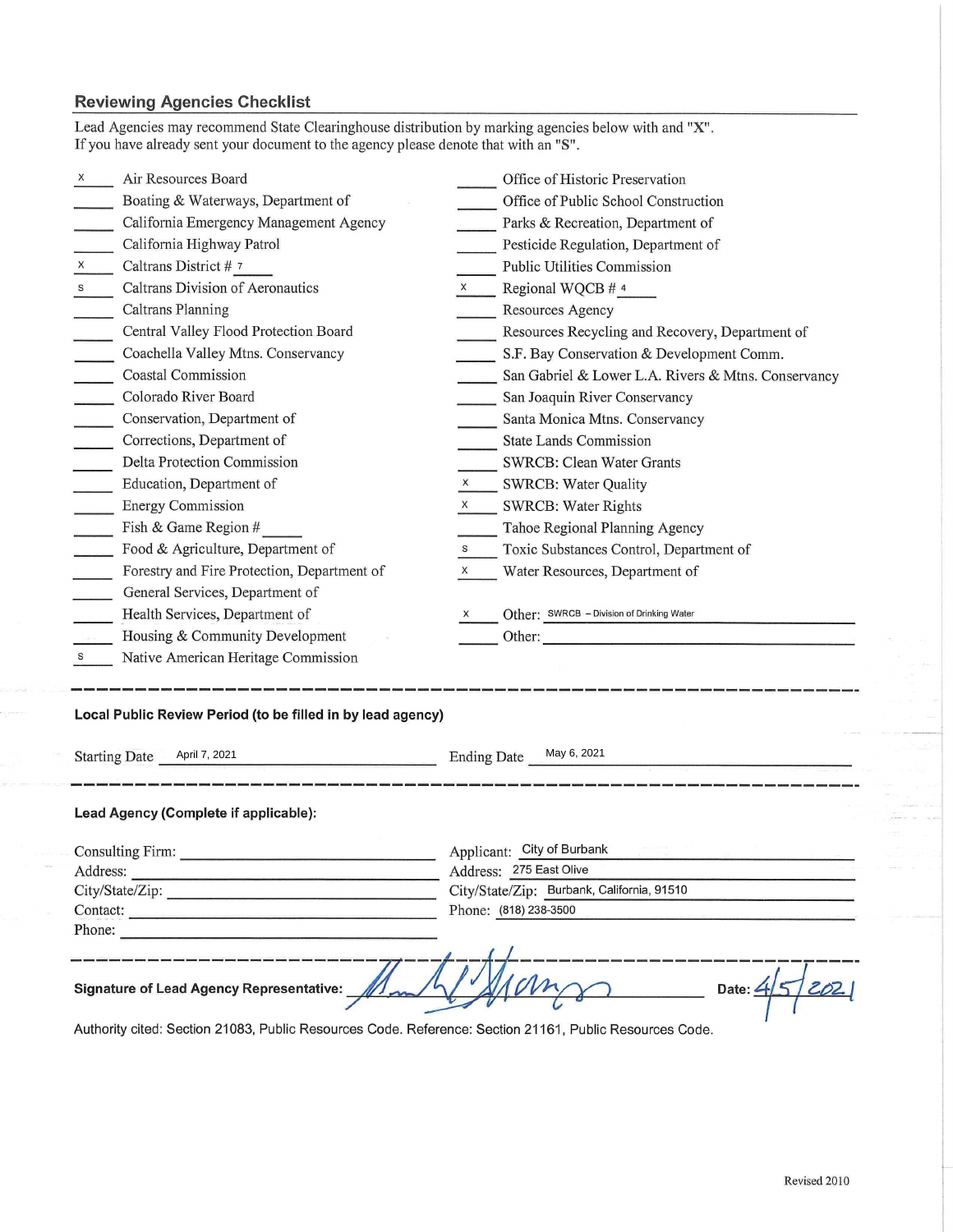## Reviewing Agencies Checklist

Lead Agencies may recommend State Clearinghouse distribution by marking agencies below with and "X".
If you have already sent your document to the agency please denote that with an "S".

- X Air Resources Board
- \_\_\_ Boating & Waterways, Department of
- \_\_\_ California Emergency Management Agency
- \_\_\_ California Highway Patrol
- X Caltrans District # 7
- S Caltrans Division of Aeronautics
- \_\_\_ Caltrans Planning
- \_\_\_ Central Valley Flood Protection Board
- \_\_\_ Coachella Valley Mtns. Conservancy
- \_\_\_ Coastal Commission
- \_\_\_ Colorado River Board
- \_\_\_ Conservation, Department of
- \_\_\_ Corrections, Department of
- \_\_\_ Delta Protection Commission
- \_\_\_ Education, Department of
- \_\_\_ Energy Commission
- \_\_\_ Fish & Game Region # \_\_\_
- \_\_\_ Food & Agriculture, Department of
- \_\_\_ Forestry and Fire Protection, Department of
- \_\_\_ General Services, Department of
- \_\_\_ Health Services, Department of
- \_\_\_ Housing & Community Development
- S Native American Heritage Commission
- \_\_\_ Office of Historic Preservation
- \_\_\_ Office of Public School Construction
- \_\_\_ Parks & Recreation, Department of
- \_\_\_ Pesticide Regulation, Department of
- \_\_\_ Public Utilities Commission
- X Regional WQCB # 4
- \_\_\_ Resources Agency
- \_\_\_ Resources Recycling and Recovery, Department of
- \_\_\_ S.F. Bay Conservation & Development Comm.
- \_\_\_ San Gabriel & Lower L.A. Rivers & Mtns. Conservancy
- \_\_\_ San Joaquin River Conservancy
- \_\_\_ Santa Monica Mtns. Conservancy
- \_\_\_ State Lands Commission
- \_\_\_ SWRCB: Clean Water Grants
- X SWRCB: Water Quality
- X SWRCB: Water Rights
- \_\_\_ Tahoe Regional Planning Agency
- S Toxic Substances Control, Department of
- X Water Resources, Department of
- X Other: SWRCB – Division of Drinking Water
- \_\_\_ Other: \_\_\_

---

**Local Public Review Period (to be filled in by lead agency)**

Starting Date: April 7, 2021 Ending Date: May 6, 2021

---

**Lead Agency (Complete if applicable):**

Consulting Firm:
Address:
City/State/Zip:
Contact:
Phone:

Applicant: City of Burbank
Address: 275 East Olive
City/State/Zip: Burbank, California, 91510
Phone: (818) 238-3500

---

**Signature of Lead Agency Representative:** [signature] **Date:** 4/5/2021

Authority cited: Section 21083, Public Resources Code. Reference: Section 21161, Public Resources Code.

Revised 2010